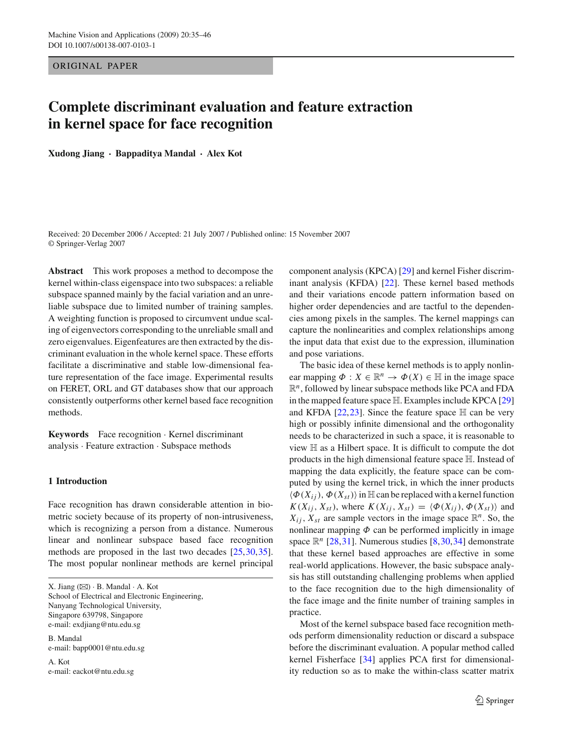ORIGINAL PAPER

# Complete discriminant evaluation and feature extraction in kernel space for face recognition

**Xudong Jiang · Bappaditya Mandal · Alex Kot**

Received: 20 December 2006 / Accepted: 21 July 2007 / Published online: 15 November 2007
© Springer-Verlag 2007

**Abstract** This work proposes a method to decompose the kernel within-class eigenspace into two subspaces: a reliable subspace spanned mainly by the facial variation and an unreliable subspace due to limited number of training samples. A weighting function is proposed to circumvent undue scaling of eigenvectors corresponding to the unreliable small and zero eigenvalues. Eigenfeatures are then extracted by the discriminant evaluation in the whole kernel space. These efforts facilitate a discriminative and stable low-dimensional feature representation of the face image. Experimental results on FERET, ORL and GT databases show that our approach consistently outperforms other kernel based face recognition methods.

**Keywords** Face recognition · Kernel discriminant analysis · Feature extraction · Subspace methods

## 1 Introduction

Face recognition has drawn considerable attention in biometric society because of its property of non-intrusiveness, which is recognizing a person from a distance. Numerous linear and nonlinear subspace based face recognition methods are proposed in the last two decades [25,30,35]. The most popular nonlinear methods are kernel principal component analysis (KPCA) [29] and kernel Fisher discriminant analysis (KFDA) [22]. These kernel based methods and their variations encode pattern information based on higher order dependencies and are tactful to the dependencies among pixels in the samples. The kernel mappings can capture the nonlinearities and complex relationships among the input data that exist due to the expression, illumination and pose variations.

The basic idea of these kernel methods is to apply nonlinear mapping $\Phi : X \in \mathbb{R}^n \rightarrow \Phi(X) \in \mathbb{H}$ in the image space $\mathbb{R}^n$, followed by linear subspace methods like PCA and FDA in the mapped feature space $\mathbb{H}$. Examples include KPCA [29] and KFDA [22,23]. Since the feature space $\mathbb{H}$ can be very high or possibly infinite dimensional and the orthogonality needs to be characterized in such a space, it is reasonable to view $\mathbb{H}$ as a Hilbert space. It is difficult to compute the dot products in the high dimensional feature space $\mathbb{H}$. Instead of mapping the data explicitly, the feature space can be computed by using the kernel trick, in which the inner products $\langle \Phi(X_{ij}), \Phi(X_{st}) \rangle$ in $\mathbb{H}$ can be replaced with a kernel function $K(X_{ij}, X_{st})$, where $K(X_{ij}, X_{st}) = \langle \Phi(X_{ij}), \Phi(X_{st}) \rangle$ and $X_{ij}, X_{st}$ are sample vectors in the image space $\mathbb{R}^n$. So, the nonlinear mapping $\Phi$ can be performed implicitly in image space $\mathbb{R}^n$ [28,31]. Numerous studies [8,30,34] demonstrate that these kernel based approaches are effective in some real-world applications. However, the basic subspace analysis has still outstanding challenging problems when applied to the face recognition due to the high dimensionality of the face image and the finite number of training samples in practice.

Most of the kernel subspace based face recognition methods perform dimensionality reduction or discard a subspace before the discriminant evaluation. A popular method called kernel Fisherface [34] applies PCA first for dimensionality reduction so as to make the within-class scatter matrix

X. Jiang (✉) · B. Mandal · A. Kot
School of Electrical and Electronic Engineering,
Nanyang Technological University,
Singapore 639798, Singapore
e-mail: exdjiang@ntu.edu.sg

B. Mandal
e-mail: bapp0001@ntu.edu.sg

A. Kot
e-mail: eackot@ntu.edu.sg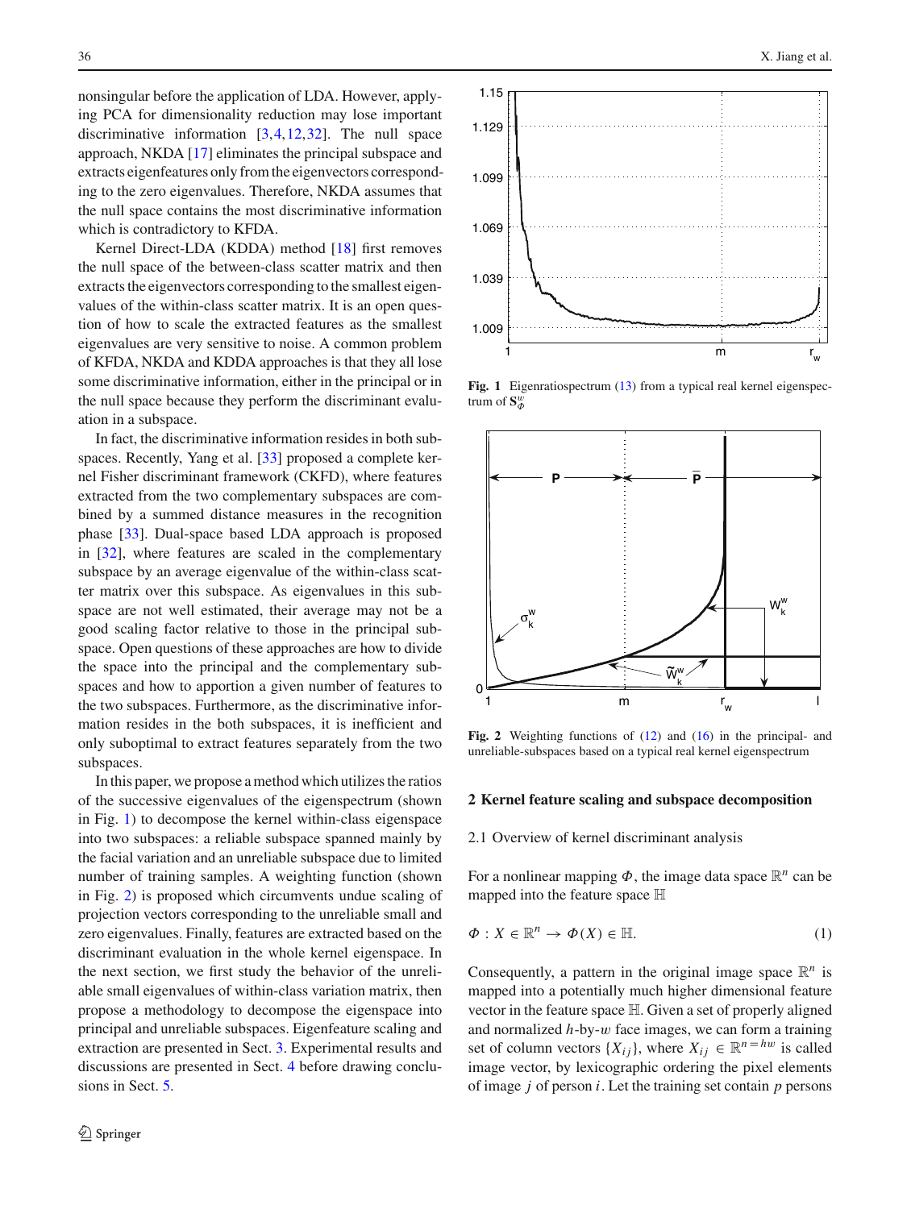nonsingular before the application of LDA. However, applying PCA for dimensionality reduction may lose important discriminative information [3,4,12,32]. The null space approach, NKDA [17] eliminates the principal subspace and extracts eigenfeatures only from the eigenvectors corresponding to the zero eigenvalues. Therefore, NKDA assumes that the null space contains the most discriminative information which is contradictory to KFDA.

Kernel Direct-LDA (KDDA) method [18] first removes the null space of the between-class scatter matrix and then extracts the eigenvectors corresponding to the smallest eigenvalues of the within-class scatter matrix. It is an open question of how to scale the extracted features as the smallest eigenvalues are very sensitive to noise. A common problem of KFDA, NKDA and KDDA approaches is that they all lose some discriminative information, either in the principal or in the null space because they perform the discriminant evaluation in a subspace.

In fact, the discriminative information resides in both subspaces. Recently, Yang et al. [33] proposed a complete kernel Fisher discriminant framework (CKFD), where features extracted from the two complementary subspaces are combined by a summed distance measures in the recognition phase [33]. Dual-space based LDA approach is proposed in [32], where features are scaled in the complementary subspace by an average eigenvalue of the within-class scatter matrix over this subspace. As eigenvalues in this subspace are not well estimated, their average may not be a good scaling factor relative to those in the principal subspace. Open questions of these approaches are how to divide the space into the principal and the complementary subspaces and how to apportion a given number of features to the two subspaces. Furthermore, as the discriminative information resides in the both subspaces, it is inefficient and only suboptimal to extract features separately from the two subspaces.

In this paper, we propose a method which utilizes the ratios of the successive eigenvalues of the eigenspectrum (shown in Fig. 1) to decompose the kernel within-class eigenspace into two subspaces: a reliable subspace spanned mainly by the facial variation and an unreliable subspace due to limited number of training samples. A weighting function (shown in Fig. 2) is proposed which circumvents undue scaling of projection vectors corresponding to the unreliable small and zero eigenvalues. Finally, features are extracted based on the discriminant evaluation in the whole kernel eigenspace. In the next section, we first study the behavior of the unreliable small eigenvalues of within-class variation matrix, then propose a methodology to decompose the eigenspace into principal and unreliable subspaces. Eigenfeature scaling and extraction are presented in Sect. 3. Experimental results and discussions are presented in Sect. 4 before drawing conclusions in Sect. 5.

1.15
1.129
1.099
1.069
1.039
1.009
1
m
$r_w$

**Fig. 1** Eigenratiospectrum (13) from a typical real kernel eigenspectrum of $\mathbf{S}^w_\Phi$

P
$\bar{\mathrm{P}}$
$\sigma^w_k$
$W^w_k$
$\tilde{W}^w_k$
0
1
m
$r_w$
l

**Fig. 2** Weighting functions of (12) and (16) in the principal- and unreliable-subspaces based on a typical real kernel eigenspectrum

## 2 Kernel feature scaling and subspace decomposition

### 2.1 Overview of kernel discriminant analysis

For a nonlinear mapping $\Phi$, the image data space $\mathbb{R}^n$ can be mapped into the feature space $\mathbb{H}$

$$\Phi : X \in \mathbb{R}^n \rightarrow \Phi(X) \in \mathbb{H}. \tag{1}$$

Consequently, a pattern in the original image space $\mathbb{R}^n$ is mapped into a potentially much higher dimensional feature vector in the feature space $\mathbb{H}$. Given a set of properly aligned and normalized $h$-by-$w$ face images, we can form a training set of column vectors $\{X_{ij}\}$, where $X_{ij} \in \mathbb{R}^{n=hw}$ is called image vector, by lexicographic ordering the pixel elements of image $j$ of person $i$. Let the training set contain $p$ persons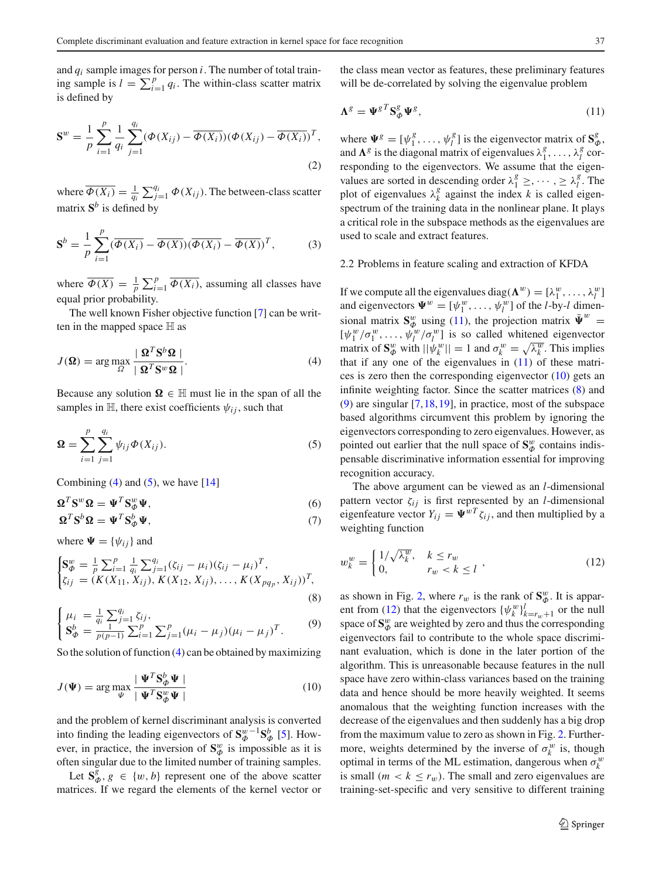and $q_i$ sample images for person $i$. The number of total training sample is $l = \sum_{i=1}^{p} q_i$. The within-class scatter matrix is defined by

$$\mathbf{S}^w = \frac{1}{p}\sum_{i=1}^{p}\frac{1}{q_i}\sum_{j=1}^{q_i}(\Phi(X_{ij}) - \overline{\Phi(X_i)})(\Phi(X_{ij}) - \overline{\Phi(X_i)})^T, \tag{2}$$

where $\overline{\Phi(X_i)} = \frac{1}{q_i}\sum_{j=1}^{q_i}\Phi(X_{ij})$. The between-class scatter matrix $\mathbf{S}^b$ is defined by

$$\mathbf{S}^b = \frac{1}{p}\sum_{i=1}^{p}(\overline{\Phi(X_i)} - \overline{\Phi(X)})(\overline{\Phi(X_i)} - \overline{\Phi(X)})^T, \tag{3}$$

where $\overline{\Phi(X)} = \frac{1}{p}\sum_{i=1}^{p}\overline{\Phi(X_i)}$, assuming all classes have equal prior probability.

The well known Fisher objective function [7] can be written in the mapped space $\mathbb{H}$ as

$$J(\mathbf{\Omega}) = \arg\max_{\Omega} \frac{|\,\mathbf{\Omega}^T\mathbf{S}^b\mathbf{\Omega}\,|}{|\,\mathbf{\Omega}^T\mathbf{S}^w\mathbf{\Omega}\,|}. \tag{4}$$

Because any solution $\mathbf{\Omega} \in \mathbb{H}$ must lie in the span of all the samples in $\mathbb{H}$, there exist coefficients $\psi_{ij}$, such that

$$\mathbf{\Omega} = \sum_{i=1}^{p}\sum_{j=1}^{q_i}\psi_{ij}\Phi(X_{ij}). \tag{5}$$

Combining (4) and (5), we have [14]

$$\mathbf{\Omega}^T\mathbf{S}^w\mathbf{\Omega} = \mathbf{\Psi}^T\mathbf{S}^w_{\Phi}\mathbf{\Psi}, \tag{6}$$

$$\mathbf{\Omega}^T\mathbf{S}^b\mathbf{\Omega} = \mathbf{\Psi}^T\mathbf{S}^b_{\Phi}\mathbf{\Psi}, \tag{7}$$

where $\mathbf{\Psi} = \{\psi_{ij}\}$ and

$$\begin{cases}\mathbf{S}^w_{\Phi} = \frac{1}{p}\sum_{i=1}^{p}\frac{1}{q_i}\sum_{j=1}^{q_i}(\zeta_{ij} - \mu_i)(\zeta_{ij} - \mu_i)^T, \\ \zeta_{ij} = (K(X_{11}, X_{ij}), K(X_{12}, X_{ij}), \ldots, K(X_{pq_p}, X_{ij}))^T,\end{cases} \tag{8}$$

$$\begin{cases}\mu_i = \frac{1}{q_i}\sum_{j=1}^{q_i}\zeta_{ij}, \\ \mathbf{S}^b_{\Phi} = \frac{1}{p(p-1)}\sum_{i=1}^{p}\sum_{j=1}^{p}(\mu_i - \mu_j)(\mu_i - \mu_j)^T.\end{cases} \tag{9}$$

So the solution of function (4) can be obtained by maximizing

$$J(\mathbf{\Psi}) = \arg\max_{\Psi} \frac{|\,\mathbf{\Psi}^T\mathbf{S}^b_{\Phi}\mathbf{\Psi}\,|}{|\,\mathbf{\Psi}^T\mathbf{S}^w_{\Phi}\mathbf{\Psi}\,|} \tag{10}$$

and the problem of kernel discriminant analysis is converted into finding the leading eigenvectors of $\mathbf{S}^{w\,-1}_{\Phi}\mathbf{S}^b_{\Phi}$ [5]. However, in practice, the inversion of $\mathbf{S}^w_{\Phi}$ is impossible as it is often singular due to the limited number of training samples.

Let $\mathbf{S}^g_{\Phi}, g \in \{w, b\}$ represent one of the above scatter matrices. If we regard the elements of the kernel vector or the class mean vector as features, these preliminary features will be de-correlated by solving the eigenvalue problem

$$\mathbf{\Lambda}^g = \mathbf{\Psi}^{g\,T}\mathbf{S}^g_{\Phi}\mathbf{\Psi}^g, \tag{11}$$

where $\mathbf{\Psi}^g = [\psi^g_1, \ldots, \psi^g_l]$ is the eigenvector matrix of $\mathbf{S}^g_{\Phi}$, and $\mathbf{\Lambda}^g$ is the diagonal matrix of eigenvalues $\lambda^g_1, \ldots, \lambda^g_l$ corresponding to the eigenvectors. We assume that the eigenvalues are sorted in descending order $\lambda^g_1 \geq, \cdots, \geq \lambda^g_l$. The plot of eigenvalues $\lambda^g_k$ against the index $k$ is called eigenspectrum of the training data in the nonlinear plane. It plays a critical role in the subspace methods as the eigenvalues are used to scale and extract features.

### 2.2 Problems in feature scaling and extraction of KFDA

If we compute all the eigenvalues $\text{diag}(\mathbf{\Lambda}^w) = [\lambda^w_1, \ldots, \lambda^w_l]$ and eigenvectors $\mathbf{\Psi}^w = [\psi^w_1, \ldots, \psi^w_l]$ of the $l$-by-$l$ dimensional matrix $\mathbf{S}^w_{\Phi}$ using (11), the projection matrix $\tilde{\mathbf{\Psi}}^w = [\psi^w_1/\sigma^w_1, \ldots, \psi^w_l/\sigma^w_l]$ is so called whitened eigenvector matrix of $\mathbf{S}^w_{\Phi}$ with $||\psi^w_k|| = 1$ and $\sigma^w_k = \sqrt{\lambda^w_k}$. This implies that if any one of the eigenvalues in (11) of these matrices is zero then the corresponding eigenvector (10) gets an infinite weighting factor. Since the scatter matrices (8) and (9) are singular [7,18,19], in practice, most of the subspace based algorithms circumvent this problem by ignoring the eigenvectors corresponding to zero eigenvalues. However, as pointed out earlier that the null space of $\mathbf{S}^w_{\Phi}$ contains indispensable discriminative information essential for improving recognition accuracy.

The above argument can be viewed as an $l$-dimensional pattern vector $\zeta_{ij}$ is first represented by an $l$-dimensional eigenfeature vector $Y_{ij} = \mathbf{\Psi}^{w\,T}\zeta_{ij}$, and then multiplied by a weighting function

$$w^w_k = \begin{cases} 1/\sqrt{\lambda^w_k}, & k \leq r_w \\ 0, & r_w < k \leq l \end{cases}, \tag{12}$$

as shown in Fig. 2, where $r_w$ is the rank of $\mathbf{S}^w_{\Phi}$. It is apparent from (12) that the eigenvectors $\{\psi^w_k\}^l_{k=r_w+1}$ or the null space of $\mathbf{S}^w_{\Phi}$ are weighted by zero and thus the corresponding eigenvectors fail to contribute to the whole space discriminant evaluation, which is done in the later portion of the algorithm. This is unreasonable because features in the null space have zero within-class variances based on the training data and hence should be more heavily weighted. It seems anomalous that the weighting function increases with the decrease of the eigenvalues and then suddenly has a big drop from the maximum value to zero as shown in Fig. 2. Furthermore, weights determined by the inverse of $\sigma^w_k$ is, though optimal in terms of the ML estimation, dangerous when $\sigma^w_k$ is small ($m < k \leq r_w$). The small and zero eigenvalues are training-set-specific and very sensitive to different training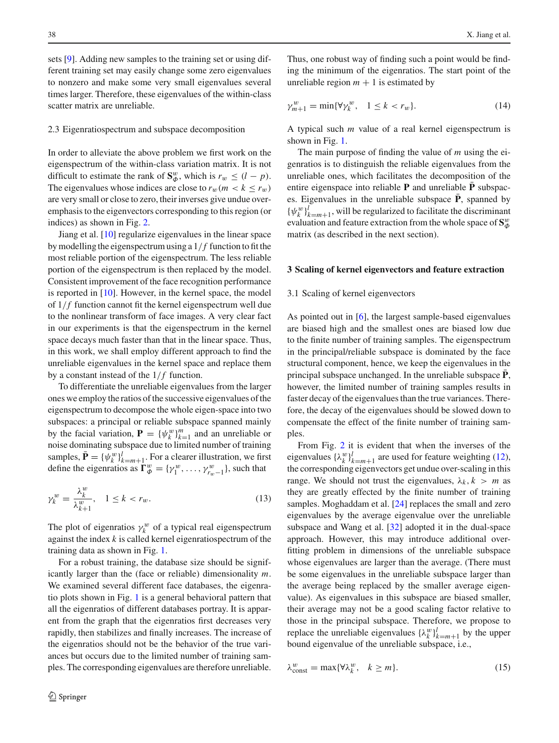sets [9]. Adding new samples to the training set or using different training set may easily change some zero eigenvalues to nonzero and make some very small eigenvalues several times larger. Therefore, these eigenvalues of the within-class scatter matrix are unreliable.

### 2.3 Eigenratiospectrum and subspace decomposition

In order to alleviate the above problem we first work on the eigenspectrum of the within-class variation matrix. It is not difficult to estimate the rank of $\mathbf{S}_{\Phi}^{w}$, which is $r_w \leq (l-p)$. The eigenvalues whose indices are close to $r_w (m < k \leq r_w)$ are very small or close to zero, their inverses give undue overemphasis to the eigenvectors corresponding to this region (or indices) as shown in Fig. 2.

Jiang et al. [10] regularize eigenvalues in the linear space by modelling the eigenspectrum using a $1/f$ function to fit the most reliable portion of the eigenspectrum. The less reliable portion of the eigenspectrum is then replaced by the model. Consistent improvement of the face recognition performance is reported in [10]. However, in the kernel space, the model of $1/f$ function cannot fit the kernel eigenspectrum well due to the nonlinear transform of face images. A very clear fact in our experiments is that the eigenspectrum in the kernel space decays much faster than that in the linear space. Thus, in this work, we shall employ different approach to find the unreliable eigenvalues in the kernel space and replace them by a constant instead of the $1/f$ function.

To differentiate the unreliable eigenvalues from the larger ones we employ the ratios of the successive eigenvalues of the eigenspectrum to decompose the whole eigen-space into two subspaces: a principal or reliable subspace spanned mainly by the facial variation, $\mathbf{P} = \{\psi_k^w\}_{k=1}^m$ and an unreliable or noise dominating subspace due to limited number of training samples, $\bar{\mathbf{P}} = \{\psi_k^w\}_{k=m+1}^l$. For a clearer illustration, we first define the eigenratios as $\mathbf{\Gamma}_{\Phi}^{w} = \{\gamma_1^w, \ldots, \gamma_{r_w-1}^w\}$, such that

$$\gamma_k^w = \frac{\lambda_k^w}{\lambda_{k+1}^w}, \quad 1 \leq k < r_w. \tag{13}$$

The plot of eigenratios $\gamma_k^w$ of a typical real eigenspectrum against the index $k$ is called kernel eigenratiospectrum of the training data as shown in Fig. 1.

For a robust training, the database size should be significantly larger than the (face or reliable) dimensionality $m$. We examined several different face databases, the eigenratio plots shown in Fig. 1 is a general behavioral pattern that all the eigenratios of different databases portray. It is apparent from the graph that the eigenratios first decreases very rapidly, then stabilizes and finally increases. The increase of the eigenratios should not be the behavior of the true variances but occurs due to the limited number of training samples. The corresponding eigenvalues are therefore unreliable. Thus, one robust way of finding such a point would be finding the minimum of the eigenratios. The start point of the unreliable region $m+1$ is estimated by

$$\gamma_{m+1}^w = \min\{\forall \gamma_k^w, \quad 1 \leq k < r_w\}. \tag{14}$$

A typical such $m$ value of a real kernel eigenspectrum is shown in Fig. 1.

The main purpose of finding the value of $m$ using the eigenratios is to distinguish the reliable eigenvalues from the unreliable ones, which facilitates the decomposition of the entire eigenspace into reliable $\mathbf{P}$ and unreliable $\bar{\mathbf{P}}$ subspaces. Eigenvalues in the unreliable subspace $\bar{\mathbf{P}}$, spanned by $\{\psi_k^w\}_{k=m+1}^l$, will be regularized to facilitate the discriminant evaluation and feature extraction from the whole space of $\mathbf{S}_{\Phi}^{w}$ matrix (as described in the next section).

## 3 Scaling of kernel eigenvectors and feature extraction

### 3.1 Scaling of kernel eigenvectors

As pointed out in [6], the largest sample-based eigenvalues are biased high and the smallest ones are biased low due to the finite number of training samples. The eigenspectrum in the principal/reliable subspace is dominated by the face structural component, hence, we keep the eigenvalues in the principal subspace unchanged. In the unreliable subspace $\bar{\mathbf{P}}$, however, the limited number of training samples results in faster decay of the eigenvalues than the true variances. Therefore, the decay of the eigenvalues should be slowed down to compensate the effect of the finite number of training samples.

From Fig. 2 it is evident that when the inverses of the eigenvalues $\{\lambda_k^w\}_{k=m+1}^l$ are used for feature weighting (12), the corresponding eigenvectors get undue over-scaling in this range. We should not trust the eigenvalues, $\lambda_k, k > m$ as they are greatly effected by the finite number of training samples. Moghaddam et al. [24] replaces the small and zero eigenvalues by the average eigenvalue over the unreliable subspace and Wang et al. [32] adopted it in the dual-space approach. However, this may introduce additional overfitting problem in dimensions of the unreliable subspace whose eigenvalues are larger than the average. (There must be some eigenvalues in the unreliable subspace larger than the average being replaced by the smaller average eigenvalue). As eigenvalues in this subspace are biased smaller, their average may not be a good scaling factor relative to those in the principal subspace. Therefore, we propose to replace the unreliable eigenvalues $\{\lambda_k^w\}_{k=m+1}^l$ by the upper bound eigenvalue of the unreliable subspace, i.e.,

$$\lambda_{\text{const}}^w = \max\{\forall \lambda_k^w, \quad k \geq m\}. \tag{15}$$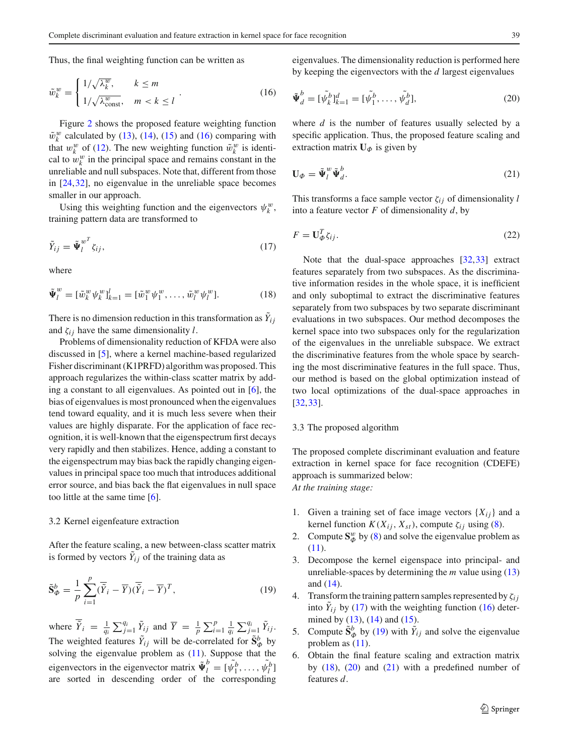Thus, the final weighting function can be written as

$$\tilde{w}_k^w = \begin{cases} 1/\sqrt{\lambda_k^w}, & k \leq m \\ 1/\sqrt{\lambda_{\text{const}}^w}, & m < k \leq l \end{cases}. \tag{16}$$

Figure 2 shows the proposed feature weighting function $\tilde{w}_k^w$ calculated by (13), (14), (15) and (16) comparing with that $w_k^w$ of (12). The new weighting function $\tilde{w}_k^w$ is identical to $w_k^w$ in the principal space and remains constant in the unreliable and null subspaces. Note that, different from those in [24,32], no eigenvalue in the unreliable space becomes smaller in our approach.

Using this weighting function and the eigenvectors $\psi_k^w$, training pattern data are transformed to

$$\tilde{Y}_{ij} = \tilde{\boldsymbol{\Psi}}_l^{w^T} \zeta_{ij}, \tag{17}$$

where

$$\tilde{\boldsymbol{\Psi}}_l^w = [\tilde{w}_k^w \psi_k^w]_{k=1}^l = [\tilde{w}_1^w \psi_1^w, \ldots, \tilde{w}_l^w \psi_l^w]. \tag{18}$$

There is no dimension reduction in this transformation as $\tilde{Y}_{ij}$ and $\zeta_{ij}$ have the same dimensionality $l$.

Problems of dimensionality reduction of KFDA were also discussed in [5], where a kernel machine-based regularized Fisher discriminant (K1PRFD) algorithm was proposed. This approach regularizes the within-class scatter matrix by adding a constant to all eigenvalues. As pointed out in [6], the bias of eigenvalues is most pronounced when the eigenvalues tend toward equality, and it is much less severe when their values are highly disparate. For the application of face recognition, it is well-known that the eigenspectrum first decays very rapidly and then stabilizes. Hence, adding a constant to the eigenspectrum may bias back the rapidly changing eigenvalues in principal space too much that introduces additional error source, and bias back the flat eigenvalues in null space too little at the same time [6].

### 3.2 Kernel eigenfeature extraction

After the feature scaling, a new between-class scatter matrix is formed by vectors $\tilde{Y}_{ij}$ of the training data as

$$\tilde{\mathbf{S}}_\Phi^b = \frac{1}{p}\sum_{i=1}^{p}(\overline{\tilde{Y}}_i - \overline{Y})(\overline{\tilde{Y}}_i - \overline{Y})^T, \tag{19}$$

where $\overline{\tilde{Y}}_i = \frac{1}{q_i}\sum_{j=1}^{q_i}\tilde{Y}_{ij}$ and $\overline{Y} = \frac{1}{p}\sum_{i=1}^{p}\frac{1}{q_i}\sum_{j=1}^{q_i}\tilde{Y}_{ij}$. The weighted features $\tilde{Y}_{ij}$ will be de-correlated for $\tilde{\mathbf{S}}_\Phi^b$ by solving the eigenvalue problem as (11). Suppose that the eigenvectors in the eigenvector matrix $\tilde{\boldsymbol{\Psi}}_l^b = [\tilde{\psi}_1^b, \ldots, \tilde{\psi}_l^b]$ are sorted in descending order of the corresponding eigenvalues. The dimensionality reduction is performed here by keeping the eigenvectors with the $d$ largest eigenvalues

$$\tilde{\boldsymbol{\Psi}}_d^b = [\tilde{\psi}_k^b]_{k=1}^d = [\tilde{\psi}_1^b, \ldots, \tilde{\psi}_d^b], \tag{20}$$

where $d$ is the number of features usually selected by a specific application. Thus, the proposed feature scaling and extraction matrix $\mathbf{U}_\Phi$ is given by

$$\mathbf{U}_\Phi = \tilde{\boldsymbol{\Psi}}_l^w \tilde{\boldsymbol{\Psi}}_d^b. \tag{21}$$

This transforms a face sample vector $\zeta_{ij}$ of dimensionality $l$ into a feature vector $F$ of dimensionality $d$, by

$$F = \mathbf{U}_\Phi^T \zeta_{ij}. \tag{22}$$

Note that the dual-space approaches [32,33] extract features separately from two subspaces. As the discriminative information resides in the whole space, it is inefficient and only suboptimal to extract the discriminative features separately from two subspaces by two separate discriminant evaluations in two subspaces. Our method decomposes the kernel space into two subspaces only for the regularization of the eigenvalues in the unreliable subspace. We extract the discriminative features from the whole space by searching the most discriminative features in the full space. Thus, our method is based on the global optimization instead of two local optimizations of the dual-space approaches in [32,33].

### 3.3 The proposed algorithm

The proposed complete discriminant evaluation and feature extraction in kernel space for face recognition (CDEFE) approach is summarized below:

*At the training stage:*

1. Given a training set of face image vectors $\{X_{ij}\}$ and a kernel function $K(X_{ij}, X_{st})$, compute $\zeta_{ij}$ using (8).
2. Compute $\mathbf{S}_\Phi^w$ by (8) and solve the eigenvalue problem as (11).
3. Decompose the kernel eigenspace into principal- and unreliable-spaces by determining the $m$ value using (13) and (14).
4. Transform the training pattern samples represented by $\zeta_{ij}$ into $\tilde{Y}_{ij}$ by (17) with the weighting function (16) determined by (13), (14) and (15).
5. Compute $\tilde{\mathbf{S}}_\Phi^b$ by (19) with $\tilde{Y}_{ij}$ and solve the eigenvalue problem as (11).
6. Obtain the final feature scaling and extraction matrix by (18), (20) and (21) with a predefined number of features $d$.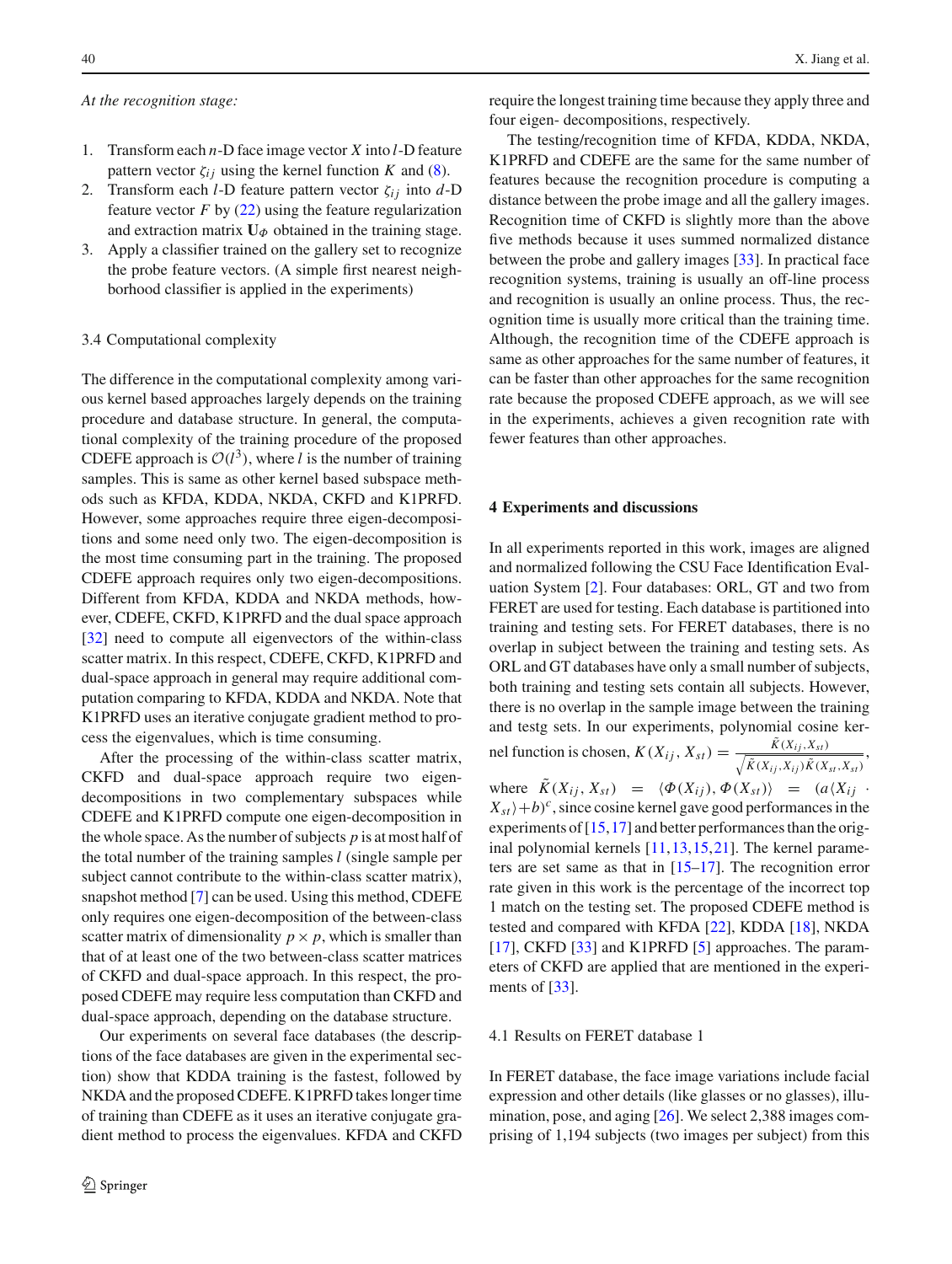*At the recognition stage:*

1. Transform each $n$-D face image vector $X$ into $l$-D feature pattern vector $\zeta_{ij}$ using the kernel function $K$ and (8).
2. Transform each $l$-D feature pattern vector $\zeta_{ij}$ into $d$-D feature vector $F$ by (22) using the feature regularization and extraction matrix $\mathbf{U}_\Phi$ obtained in the training stage.
3. Apply a classifier trained on the gallery set to recognize the probe feature vectors. (A simple first nearest neighborhood classifier is applied in the experiments)

### 3.4 Computational complexity

The difference in the computational complexity among various kernel based approaches largely depends on the training procedure and database structure. In general, the computational complexity of the training procedure of the proposed CDEFE approach is $\mathcal{O}(l^3)$, where $l$ is the number of training samples. This is same as other kernel based subspace methods such as KFDA, KDDA, NKDA, CKFD and K1PRFD. However, some approaches require three eigen-decompositions and some need only two. The eigen-decomposition is the most time consuming part in the training. The proposed CDEFE approach requires only two eigen-decompositions. Different from KFDA, KDDA and NKDA methods, however, CDEFE, CKFD, K1PRFD and the dual space approach [32] need to compute all eigenvectors of the within-class scatter matrix. In this respect, CDEFE, CKFD, K1PRFD and dual-space approach in general may require additional computation comparing to KFDA, KDDA and NKDA. Note that K1PRFD uses an iterative conjugate gradient method to process the eigenvalues, which is time consuming.

After the processing of the within-class scatter matrix, CKFD and dual-space approach require two eigen-decompositions in two complementary subspaces while CDEFE and K1PRFD compute one eigen-decomposition in the whole space. As the number of subjects $p$ is at most half of the total number of the training samples $l$ (single sample per subject cannot contribute to the within-class scatter matrix), snapshot method [7] can be used. Using this method, CDEFE only requires one eigen-decomposition of the between-class scatter matrix of dimensionality $p \times p$, which is smaller than that of at least one of the two between-class scatter matrices of CKFD and dual-space approach. In this respect, the proposed CDEFE may require less computation than CKFD and dual-space approach, depending on the database structure.

Our experiments on several face databases (the descriptions of the face databases are given in the experimental section) show that KDDA training is the fastest, followed by NKDA and the proposed CDEFE. K1PRFD takes longer time of training than CDEFE as it uses an iterative conjugate gradient method to process the eigenvalues. KFDA and CKFD require the longest training time because they apply three and four eigen- decompositions, respectively.

The testing/recognition time of KFDA, KDDA, NKDA, K1PRFD and CDEFE are the same for the same number of features because the recognition procedure is computing a distance between the probe image and all the gallery images. Recognition time of CKFD is slightly more than the above five methods because it uses summed normalized distance between the probe and gallery images [33]. In practical face recognition systems, training is usually an off-line process and recognition is usually an online process. Thus, the recognition time is usually more critical than the training time. Although, the recognition time of the CDEFE approach is same as other approaches for the same number of features, it can be faster than other approaches for the same recognition rate because the proposed CDEFE approach, as we will see in the experiments, achieves a given recognition rate with fewer features than other approaches.

## 4 Experiments and discussions

In all experiments reported in this work, images are aligned and normalized following the CSU Face Identification Evaluation System [2]. Four databases: ORL, GT and two from FERET are used for testing. Each database is partitioned into training and testing sets. For FERET databases, there is no overlap in subject between the training and testing sets. As ORL and GT databases have only a small number of subjects, both training and testing sets contain all subjects. However, there is no overlap in the sample image between the training and testg sets. In our experiments, polynomial cosine kernel function is chosen, $K(X_{ij}, X_{st}) = \frac{\tilde{K}(X_{ij}, X_{st})}{\sqrt{\tilde{K}(X_{ij}, X_{ij})\tilde{K}(X_{st}, X_{st})}}$, where $\tilde{K}(X_{ij}, X_{st}) = \langle \Phi(X_{ij}), \Phi(X_{st}) \rangle = (a\langle X_{ij} \cdot X_{st} \rangle + b)^c$, since cosine kernel gave good performances in the experiments of [15,17] and better performances than the original polynomial kernels [11,13,15,21]. The kernel parameters are set same as that in [15–17]. The recognition error rate given in this work is the percentage of the incorrect top 1 match on the testing set. The proposed CDEFE method is tested and compared with KFDA [22], KDDA [18], NKDA [17], CKFD [33] and K1PRFD [5] approaches. The parameters of CKFD are applied that are mentioned in the experiments of [33].

### 4.1 Results on FERET database 1

In FERET database, the face image variations include facial expression and other details (like glasses or no glasses), illumination, pose, and aging [26]. We select 2,388 images comprising of 1,194 subjects (two images per subject) from this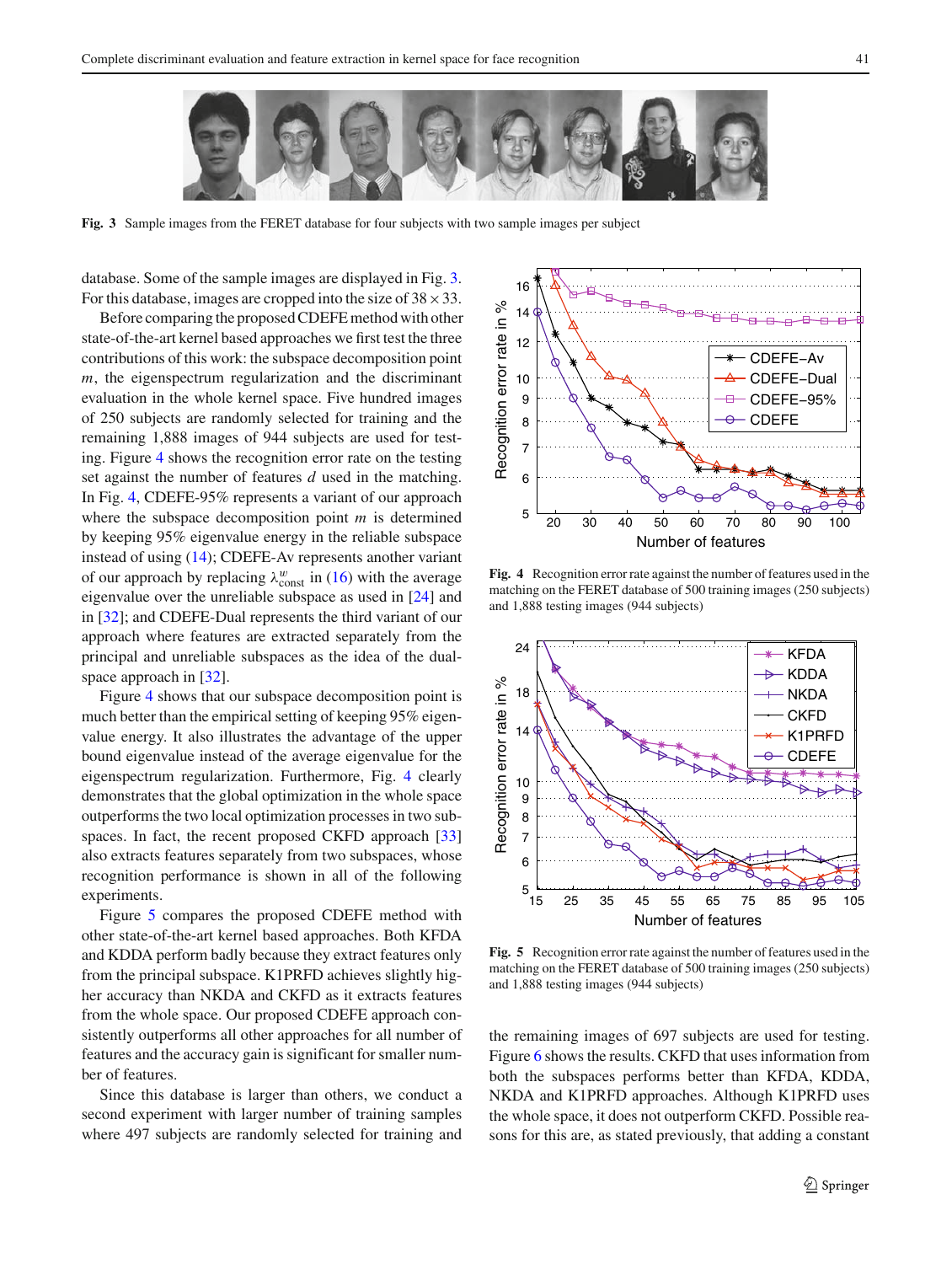Fig. 3 Sample images from the FERET database for four subjects with two sample images per subject

database. Some of the sample images are displayed in Fig. 3. For this database, images are cropped into the size of $38 \times 33$.

Before comparing the proposed CDEFE method with other state-of-the-art kernel based approaches we first test the three contributions of this work: the subspace decomposition point $m$, the eigenspectrum regularization and the discriminant evaluation in the whole kernel space. Five hundred images of 250 subjects are randomly selected for training and the remaining 1,888 images of 944 subjects are used for testing. Figure 4 shows the recognition error rate on the testing set against the number of features $d$ used in the matching. In Fig. 4, CDEFE-95% represents a variant of our approach where the subspace decomposition point $m$ is determined by keeping 95% eigenvalue energy in the reliable subspace instead of using (14); CDEFE-Av represents another variant of our approach by replacing $\lambda^{w}_{\text{const}}$ in (16) with the average eigenvalue over the unreliable subspace as used in [24] and in [32]; and CDEFE-Dual represents the third variant of our approach where features are extracted separately from the principal and unreliable subspaces as the idea of the dual-space approach in [32].

Figure 4 shows that our subspace decomposition point is much better than the empirical setting of keeping 95% eigenvalue energy. It also illustrates the advantage of the upper bound eigenvalue instead of the average eigenvalue for the eigenspectrum regularization. Furthermore, Fig. 4 clearly demonstrates that the global optimization in the whole space outperforms the two local optimization processes in two subspaces. In fact, the recent proposed CKFD approach [33] also extracts features separately from two subspaces, whose recognition performance is shown in all of the following experiments.

Figure 5 compares the proposed CDEFE method with other state-of-the-art kernel based approaches. Both KFDA and KDDA perform badly because they extract features only from the principal subspace. K1PRFD achieves slightly higher accuracy than NKDA and CKFD as it extracts features from the whole space. Our proposed CDEFE approach consistently outperforms all other approaches for all number of features and the accuracy gain is significant for smaller number of features.

Since this database is larger than others, we conduct a second experiment with larger number of training samples where 497 subjects are randomly selected for training and the remaining images of 697 subjects are used for testing. Figure 6 shows the results. CKFD that uses information from both the subspaces performs better than KFDA, KDDA, NKDA and K1PRFD approaches. Although K1PRFD uses the whole space, it does not outperform CKFD. Possible reasons for this are, as stated previously, that adding a constant

Fig. 4 Recognition error rate against the number of features used in the matching on the FERET database of 500 training images (250 subjects) and 1,888 testing images (944 subjects)

Fig. 5 Recognition error rate against the number of features used in the matching on the FERET database of 500 training images (250 subjects) and 1,888 testing images (944 subjects)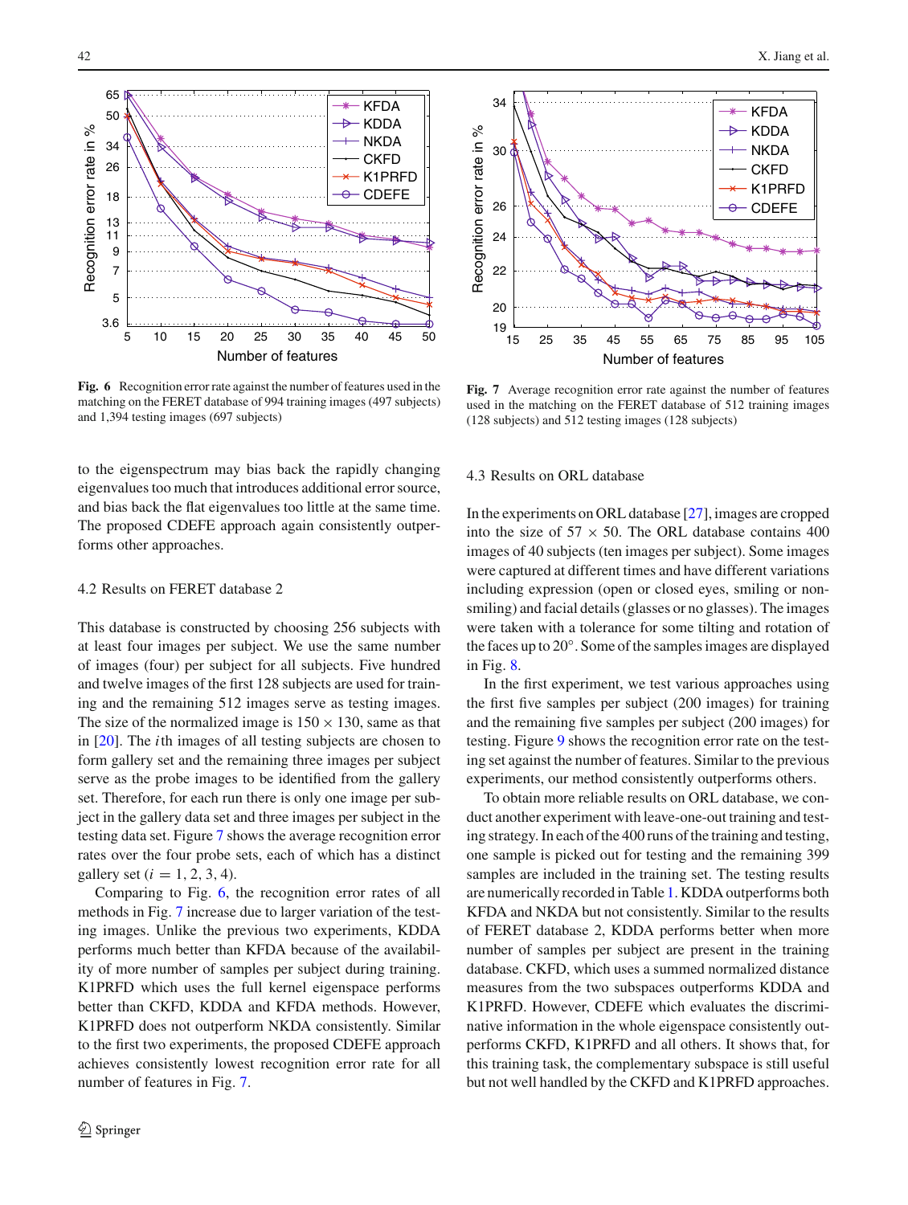**Fig. 6** Recognition error rate against the number of features used in the matching on the FERET database of 994 training images (497 subjects) and 1,394 testing images (697 subjects)

**Fig. 7** Average recognition error rate against the number of features used in the matching on the FERET database of 512 training images (128 subjects) and 512 testing images (128 subjects)

to the eigenspectrum may bias back the rapidly changing eigenvalues too much that introduces additional error source, and bias back the flat eigenvalues too little at the same time. The proposed CDEFE approach again consistently outperforms other approaches.

### 4.2 Results on FERET database 2

This database is constructed by choosing 256 subjects with at least four images per subject. We use the same number of images (four) per subject for all subjects. Five hundred and twelve images of the first 128 subjects are used for training and the remaining 512 images serve as testing images. The size of the normalized image is $150 \times 130$, same as that in [20]. The $i$th images of all testing subjects are chosen to form gallery set and the remaining three images per subject serve as the probe images to be identified from the gallery set. Therefore, for each run there is only one image per subject in the gallery data set and three images per subject in the testing data set. Figure 7 shows the average recognition error rates over the four probe sets, each of which has a distinct gallery set ($i = 1, 2, 3, 4$).

Comparing to Fig. 6, the recognition error rates of all methods in Fig. 7 increase due to larger variation of the testing images. Unlike the previous two experiments, KDDA performs much better than KFDA because of the availability of more number of samples per subject during training. K1PRFD which uses the full kernel eigenspace performs better than CKFD, KDDA and KFDA methods. However, K1PRFD does not outperform NKDA consistently. Similar to the first two experiments, the proposed CDEFE approach achieves consistently lowest recognition error rate for all number of features in Fig. 7.

### 4.3 Results on ORL database

In the experiments on ORL database [27], images are cropped into the size of $57 \times 50$. The ORL database contains 400 images of 40 subjects (ten images per subject). Some images were captured at different times and have different variations including expression (open or closed eyes, smiling or non-smiling) and facial details (glasses or no glasses). The images were taken with a tolerance for some tilting and rotation of the faces up to 20°. Some of the samples images are displayed in Fig. 8.

In the first experiment, we test various approaches using the first five samples per subject (200 images) for training and the remaining five samples per subject (200 images) for testing. Figure 9 shows the recognition error rate on the testing set against the number of features. Similar to the previous experiments, our method consistently outperforms others.

To obtain more reliable results on ORL database, we conduct another experiment with leave-one-out training and testing strategy. In each of the 400 runs of the training and testing, one sample is picked out for testing and the remaining 399 samples are included in the training set. The testing results are numerically recorded in Table 1. KDDA outperforms both KFDA and NKDA but not consistently. Similar to the results of FERET database 2, KDDA performs better when more number of samples per subject are present in the training database. CKFD, which uses a summed normalized distance measures from the two subspaces outperforms KDDA and K1PRFD. However, CDEFE which evaluates the discriminative information in the whole eigenspace consistently outperforms CKFD, K1PRFD and all others. It shows that, for this training task, the complementary subspace is still useful but not well handled by the CKFD and K1PRFD approaches.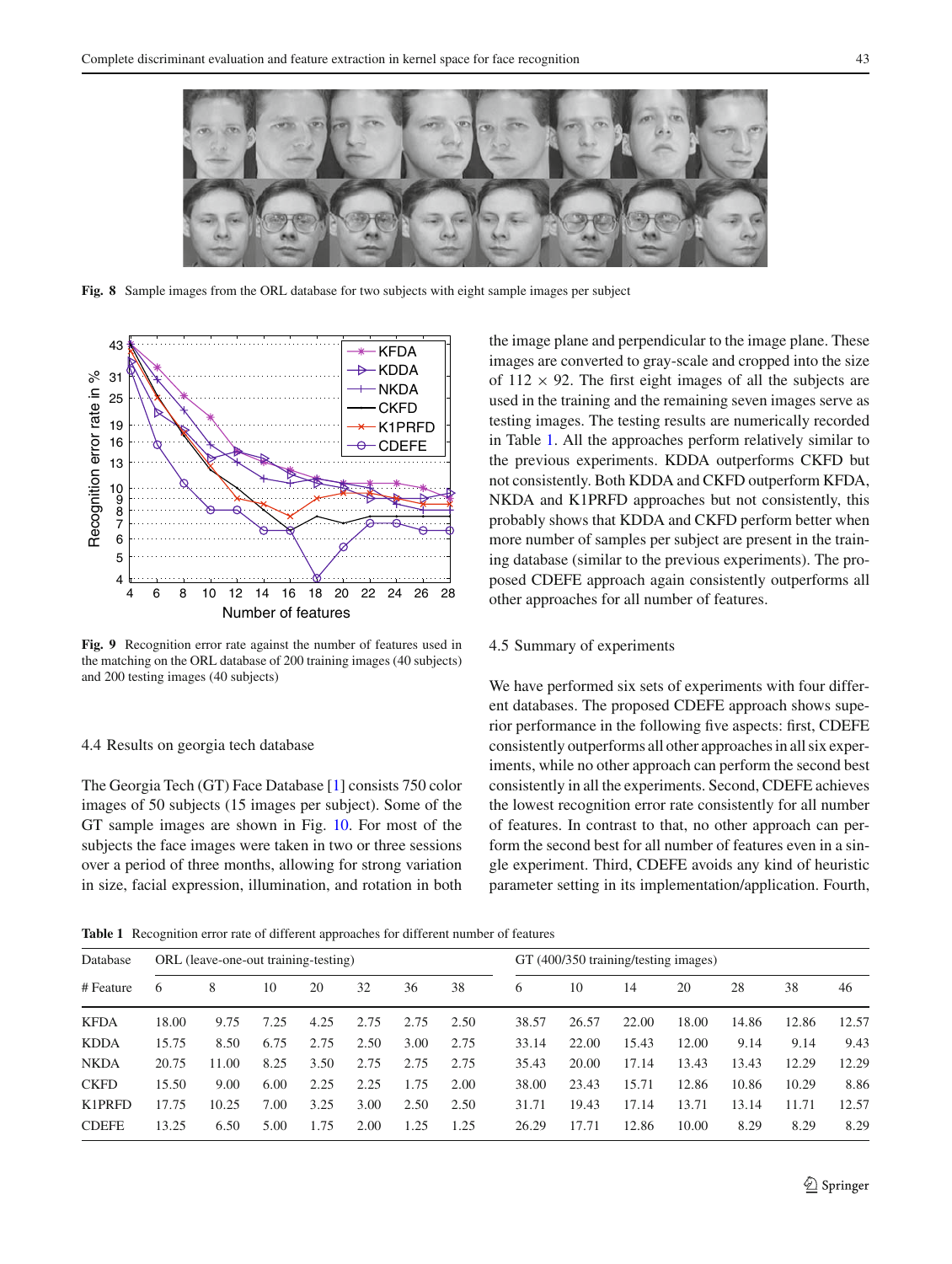Fig. 8 Sample images from the ORL database for two subjects with eight sample images per subject

Fig. 9 Recognition error rate against the number of features used in the matching on the ORL database of 200 training images (40 subjects) and 200 testing images (40 subjects)

### 4.4 Results on georgia tech database

The Georgia Tech (GT) Face Database [1] consists 750 color images of 50 subjects (15 images per subject). Some of the GT sample images are shown in Fig. 10. For most of the subjects the face images were taken in two or three sessions over a period of three months, allowing for strong variation in size, facial expression, illumination, and rotation in both the image plane and perpendicular to the image plane. These images are converted to gray-scale and cropped into the size of $112 \times 92$. The first eight images of all the subjects are used in the training and the remaining seven images serve as testing images. The testing results are numerically recorded in Table 1. All the approaches perform relatively similar to the previous experiments. KDDA outperforms CKFD but not consistently. Both KDDA and CKFD outperform KFDA, NKDA and K1PRFD approaches but not consistently, this probably shows that KDDA and CKFD perform better when more number of samples per subject are present in the training database (similar to the previous experiments). The proposed CDEFE approach again consistently outperforms all other approaches for all number of features.

### 4.5 Summary of experiments

We have performed six sets of experiments with four different databases. The proposed CDEFE approach shows superior performance in the following five aspects: first, CDEFE consistently outperforms all other approaches in all six experiments, while no other approach can perform the second best consistently in all the experiments. Second, CDEFE achieves the lowest recognition error rate consistently for all number of features. In contrast to that, no other approach can perform the second best for all number of features even in a single experiment. Third, CDEFE avoids any kind of heuristic parameter setting in its implementation/application. Fourth,

Table 1 Recognition error rate of different approaches for different number of features

| Database | ORL (leave-one-out training-testing) | | | | | | | GT (400/350 training/testing images) | | | | | | |
|---|---|---|---|---|---|---|---|---|---|---|---|---|---|---|
| # Feature | 6 | 8 | 10 | 20 | 32 | 36 | 38 | 6 | 10 | 14 | 20 | 28 | 38 | 46 |
| KFDA | 18.00 | 9.75 | 7.25 | 4.25 | 2.75 | 2.75 | 2.50 | 38.57 | 26.57 | 22.00 | 18.00 | 14.86 | 12.86 | 12.57 |
| KDDA | 15.75 | 8.50 | 6.75 | 2.75 | 2.50 | 3.00 | 2.75 | 33.14 | 22.00 | 15.43 | 12.00 | 9.14 | 9.14 | 9.43 |
| NKDA | 20.75 | 11.00 | 8.25 | 3.50 | 2.75 | 2.75 | 2.75 | 35.43 | 20.00 | 17.14 | 13.43 | 13.43 | 12.29 | 12.29 |
| CKFD | 15.50 | 9.00 | 6.00 | 2.25 | 2.25 | 1.75 | 2.00 | 38.00 | 23.43 | 15.71 | 12.86 | 10.86 | 10.29 | 8.86 |
| K1PRFD | 17.75 | 10.25 | 7.00 | 3.25 | 3.00 | 2.50 | 2.50 | 31.71 | 19.43 | 17.14 | 13.71 | 13.14 | 11.71 | 12.57 |
| CDEFE | 13.25 | 6.50 | 5.00 | 1.75 | 2.00 | 1.25 | 1.25 | 26.29 | 17.71 | 12.86 | 10.00 | 8.29 | 8.29 | 8.29 |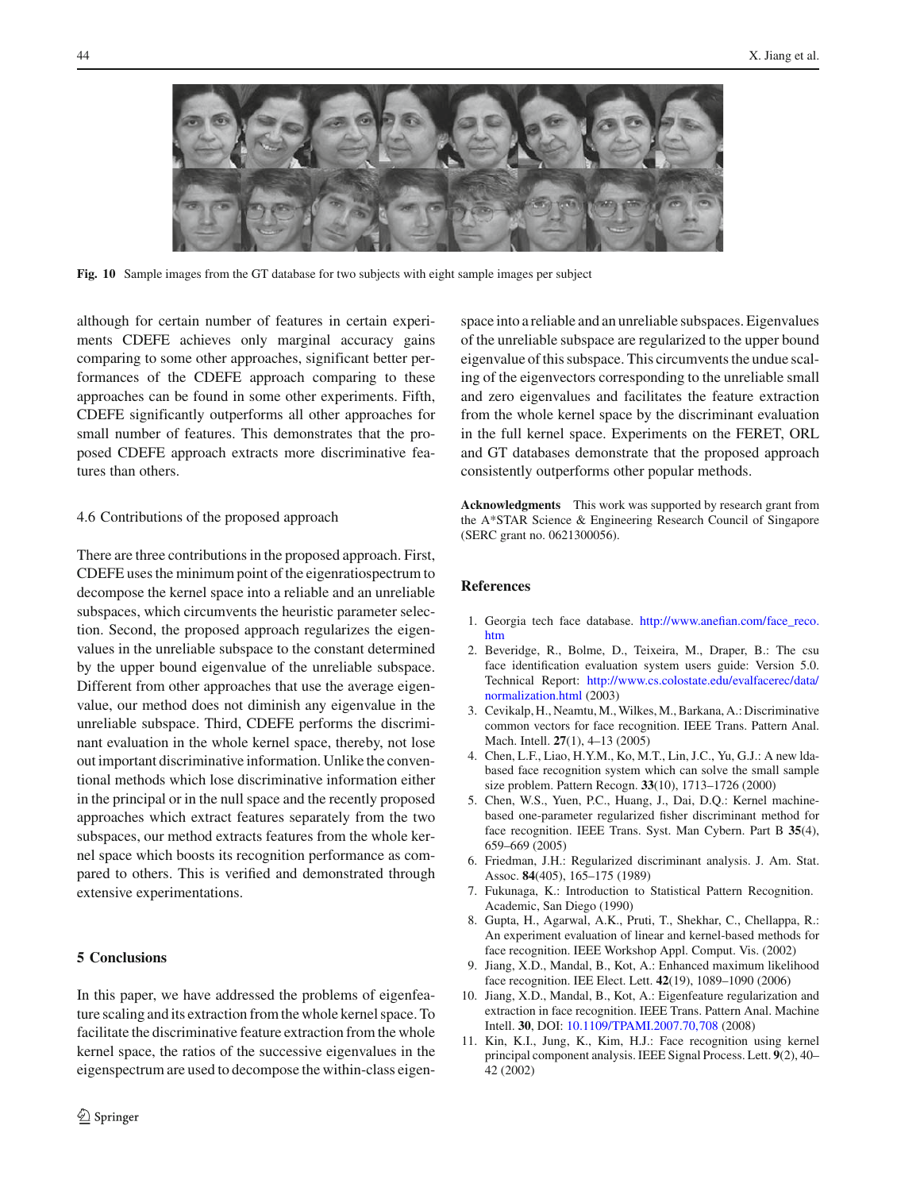Fig. 10 Sample images from the GT database for two subjects with eight sample images per subject

although for certain number of features in certain experiments CDEFE achieves only marginal accuracy gains comparing to some other approaches, significant better performances of the CDEFE approach comparing to these approaches can be found in some other experiments. Fifth, CDEFE significantly outperforms all other approaches for small number of features. This demonstrates that the proposed CDEFE approach extracts more discriminative features than others.

### 4.6 Contributions of the proposed approach

There are three contributions in the proposed approach. First, CDEFE uses the minimum point of the eigenratiospectrum to decompose the kernel space into a reliable and an unreliable subspaces, which circumvents the heuristic parameter selection. Second, the proposed approach regularizes the eigenvalues in the unreliable subspace to the constant determined by the upper bound eigenvalue of the unreliable subspace. Different from other approaches that use the average eigenvalue, our method does not diminish any eigenvalue in the unreliable subspace. Third, CDEFE performs the discriminant evaluation in the whole kernel space, thereby, not lose out important discriminative information. Unlike the conventional methods which lose discriminative information either in the principal or in the null space and the recently proposed approaches which extract features separately from the two subspaces, our method extracts features from the whole kernel space which boosts its recognition performance as compared to others. This is verified and demonstrated through extensive experimentations.

## 5 Conclusions

In this paper, we have addressed the problems of eigenfeature scaling and its extraction from the whole kernel space. To facilitate the discriminative feature extraction from the whole kernel space, the ratios of the successive eigenvalues in the eigenspectrum are used to decompose the within-class eigenspace into a reliable and an unreliable subspaces. Eigenvalues of the unreliable subspace are regularized to the upper bound eigenvalue of this subspace. This circumvents the undue scaling of the eigenvectors corresponding to the unreliable small and zero eigenvalues and facilitates the feature extraction from the whole kernel space by the discriminant evaluation in the full kernel space. Experiments on the FERET, ORL and GT databases demonstrate that the proposed approach consistently outperforms other popular methods.

**Acknowledgments** This work was supported by research grant from the A*STAR Science & Engineering Research Council of Singapore (SERC grant no. 0621300056).

## References

1. Georgia tech face database. http://www.anefian.com/face_reco.htm
2. Beveridge, R., Bolme, D., Teixeira, M., Draper, B.: The csu face identification evaluation system users guide: Version 5.0. Technical Report: http://www.cs.colostate.edu/evalfacerec/data/normalization.html (2003)
3. Cevikalp, H., Neamtu, M., Wilkes, M., Barkana, A.: Discriminative common vectors for face recognition. IEEE Trans. Pattern Anal. Mach. Intell. **27**(1), 4–13 (2005)
4. Chen, L.F., Liao, H.Y.M., Ko, M.T., Lin, J.C., Yu, G.J.: A new lda-based face recognition system which can solve the small sample size problem. Pattern Recogn. **33**(10), 1713–1726 (2000)
5. Chen, W.S., Yuen, P.C., Huang, J., Dai, D.Q.: Kernel machine-based one-parameter regularized fisher discriminant method for face recognition. IEEE Trans. Syst. Man Cybern. Part B **35**(4), 659–669 (2005)
6. Friedman, J.H.: Regularized discriminant analysis. J. Am. Stat. Assoc. **84**(405), 165–175 (1989)
7. Fukunaga, K.: Introduction to Statistical Pattern Recognition. Academic, San Diego (1990)
8. Gupta, H., Agarwal, A.K., Pruti, T., Shekhar, C., Chellappa, R.: An experiment evaluation of linear and kernel-based methods for face recognition. IEEE Workshop Appl. Comput. Vis. (2002)
9. Jiang, X.D., Mandal, B., Kot, A.: Enhanced maximum likelihood face recognition. IEE Elect. Lett. **42**(19), 1089–1090 (2006)
10. Jiang, X.D., Mandal, B., Kot, A.: Eigenfeature regularization and extraction in face recognition. IEEE Trans. Pattern Anal. Machine Intell. **30**, DOI: 10.1109/TPAMI.2007.70,708 (2008)
11. Kin, K.I., Jung, K., Kim, H.J.: Face recognition using kernel principal component analysis. IEEE Signal Process. Lett. **9**(2), 40–42 (2002)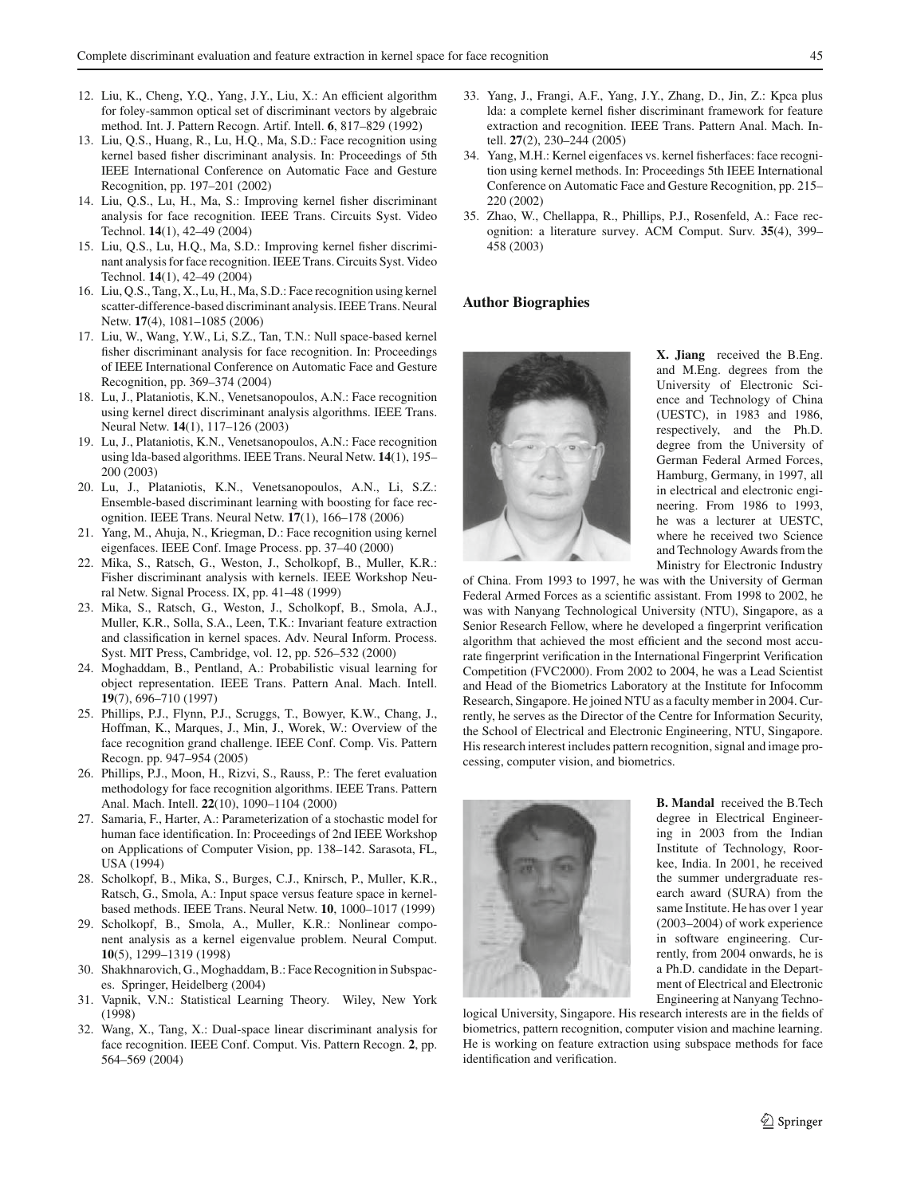12. Liu, K., Cheng, Y.Q., Yang, J.Y., Liu, X.: An efficient algorithm for foley-sammon optical set of discriminant vectors by algebraic method. Int. J. Pattern Recogn. Artif. Intell. **6**, 817–829 (1992)
13. Liu, Q.S., Huang, R., Lu, H.Q., Ma, S.D.: Face recognition using kernel based fisher discriminant analysis. In: Proceedings of 5th IEEE International Conference on Automatic Face and Gesture Recognition, pp. 197–201 (2002)
14. Liu, Q.S., Lu, H., Ma, S.: Improving kernel fisher discriminant analysis for face recognition. IEEE Trans. Circuits Syst. Video Technol. **14**(1), 42–49 (2004)
15. Liu, Q.S., Lu, H.Q., Ma, S.D.: Improving kernel fisher discriminant analysis for face recognition. IEEE Trans. Circuits Syst. Video Technol. **14**(1), 42–49 (2004)
16. Liu, Q.S., Tang, X., Lu, H., Ma, S.D.: Face recognition using kernel scatter-difference-based discriminant analysis. IEEE Trans. Neural Netw. **17**(4), 1081–1085 (2006)
17. Liu, W., Wang, Y.W., Li, S.Z., Tan, T.N.: Null space-based kernel fisher discriminant analysis for face recognition. In: Proceedings of IEEE International Conference on Automatic Face and Gesture Recognition, pp. 369–374 (2004)
18. Lu, J., Plataniotis, K.N., Venetsanopoulos, A.N.: Face recognition using kernel direct discriminant analysis algorithms. IEEE Trans. Neural Netw. **14**(1), 117–126 (2003)
19. Lu, J., Plataniotis, K.N., Venetsanopoulos, A.N.: Face recognition using lda-based algorithms. IEEE Trans. Neural Netw. **14**(1), 195–200 (2003)
20. Lu, J., Plataniotis, K.N., Venetsanopoulos, A.N., Li, S.Z.: Ensemble-based discriminant learning with boosting for face recognition. IEEE Trans. Neural Netw. **17**(1), 166–178 (2006)
21. Yang, M., Ahuja, N., Kriegman, D.: Face recognition using kernel eigenfaces. IEEE Conf. Image Process. pp. 37–40 (2000)
22. Mika, S., Ratsch, G., Weston, J., Scholkopf, B., Muller, K.R.: Fisher discriminant analysis with kernels. IEEE Workshop Neural Netw. Signal Process. IX, pp. 41–48 (1999)
23. Mika, S., Ratsch, G., Weston, J., Scholkopf, B., Smola, A.J., Muller, K.R., Solla, S.A., Leen, T.K.: Invariant feature extraction and classification in kernel spaces. Adv. Neural Inform. Process. Syst. MIT Press, Cambridge, vol. 12, pp. 526–532 (2000)
24. Moghaddam, B., Pentland, A.: Probabilistic visual learning for object representation. IEEE Trans. Pattern Anal. Mach. Intell. **19**(7), 696–710 (1997)
25. Phillips, P.J., Flynn, P.J., Scruggs, T., Bowyer, K.W., Chang, J., Hoffman, K., Marques, J., Min, J., Worek, W.: Overview of the face recognition grand challenge. IEEE Conf. Comp. Vis. Pattern Recogn. pp. 947–954 (2005)
26. Phillips, P.J., Moon, H., Rizvi, S., Rauss, P.: The feret evaluation methodology for face recognition algorithms. IEEE Trans. Pattern Anal. Mach. Intell. **22**(10), 1090–1104 (2000)
27. Samaria, F., Harter, A.: Parameterization of a stochastic model for human face identification. In: Proceedings of 2nd IEEE Workshop on Applications of Computer Vision, pp. 138–142. Sarasota, FL, USA (1994)
28. Scholkopf, B., Mika, S., Burges, C.J., Knirsch, P., Muller, K.R., Ratsch, G., Smola, A.: Input space versus feature space in kernel-based methods. IEEE Trans. Neural Netw. **10**, 1000–1017 (1999)
29. Scholkopf, B., Smola, A., Muller, K.R.: Nonlinear component analysis as a kernel eigenvalue problem. Neural Comput. **10**(5), 1299–1319 (1998)
30. Shakhnarovich, G., Moghaddam, B.: Face Recognition in Subspaces. Springer, Heidelberg (2004)
31. Vapnik, V.N.: Statistical Learning Theory. Wiley, New York (1998)
32. Wang, X., Tang, X.: Dual-space linear discriminant analysis for face recognition. IEEE Conf. Comput. Vis. Pattern Recogn. **2**, pp. 564–569 (2004)
33. Yang, J., Frangi, A.F., Yang, J.Y., Zhang, D., Jin, Z.: Kpca plus lda: a complete kernel fisher discriminant framework for feature extraction and recognition. IEEE Trans. Pattern Anal. Mach. Intell. **27**(2), 230–244 (2005)
34. Yang, M.H.: Kernel eigenfaces vs. kernel fisherfaces: face recognition using kernel methods. In: Proceedings 5th IEEE International Conference on Automatic Face and Gesture Recognition, pp. 215–220 (2002)
35. Zhao, W., Chellappa, R., Phillips, P.J., Rosenfeld, A.: Face recognition: a literature survey. ACM Comput. Surv. **35**(4), 399–458 (2003)

## Author Biographies

**X. Jiang** received the B.Eng. and M.Eng. degrees from the University of Electronic Science and Technology of China (UESTC), in 1983 and 1986, respectively, and the Ph.D. degree from the University of German Federal Armed Forces, Hamburg, Germany, in 1997, all in electrical and electronic engineering. From 1986 to 1993, he was a lecturer at UESTC, where he received two Science and Technology Awards from the Ministry for Electronic Industry of China. From 1993 to 1997, he was with the University of German Federal Armed Forces as a scientific assistant. From 1998 to 2002, he was with Nanyang Technological University (NTU), Singapore, as a Senior Research Fellow, where he developed a fingerprint verification algorithm that achieved the most efficient and the second most accurate fingerprint verification in the International Fingerprint Verification Competition (FVC2000). From 2002 to 2004, he was a Lead Scientist and Head of the Biometrics Laboratory at the Institute for Infocomm Research, Singapore. He joined NTU as a faculty member in 2004. Currently, he serves as the Director of the Centre for Information Security, the School of Electrical and Electronic Engineering, NTU, Singapore. His research interest includes pattern recognition, signal and image processing, computer vision, and biometrics.

**B. Mandal** received the B.Tech degree in Electrical Engineering in 2003 from the Indian Institute of Technology, Roorkee, India. In 2001, he received the summer undergraduate research award (SURA) from the same Institute. He has over 1 year (2003–2004) of work experience in software engineering. Currently, from 2004 onwards, he is a Ph.D. candidate in the Department of Electrical and Electronic Engineering at Nanyang Technological University, Singapore. His research interests are in the fields of biometrics, pattern recognition, computer vision and machine learning. He is working on feature extraction using subspace methods for face identification and verification.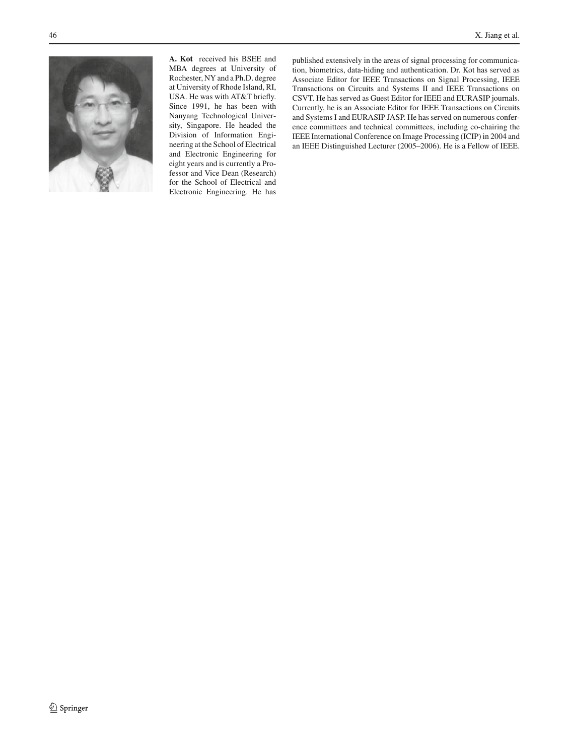**A. Kot** received his BSEE and MBA degrees at University of Rochester, NY and a Ph.D. degree at University of Rhode Island, RI, USA. He was with AT&T briefly. Since 1991, he has been with Nanyang Technological University, Singapore. He headed the Division of Information Engineering at the School of Electrical and Electronic Engineering for eight years and is currently a Professor and Vice Dean (Research) for the School of Electrical and Electronic Engineering. He has published extensively in the areas of signal processing for communication, biometrics, data-hiding and authentication. Dr. Kot has served as Associate Editor for IEEE Transactions on Signal Processing, IEEE Transactions on Circuits and Systems II and IEEE Transactions on CSVT. He has served as Guest Editor for IEEE and EURASIP journals. Currently, he is an Associate Editor for IEEE Transactions on Circuits and Systems I and EURASIP JASP. He has served on numerous conference committees and technical committees, including co-chairing the IEEE International Conference on Image Processing (ICIP) in 2004 and an IEEE Distinguished Lecturer (2005–2006). He is a Fellow of IEEE.